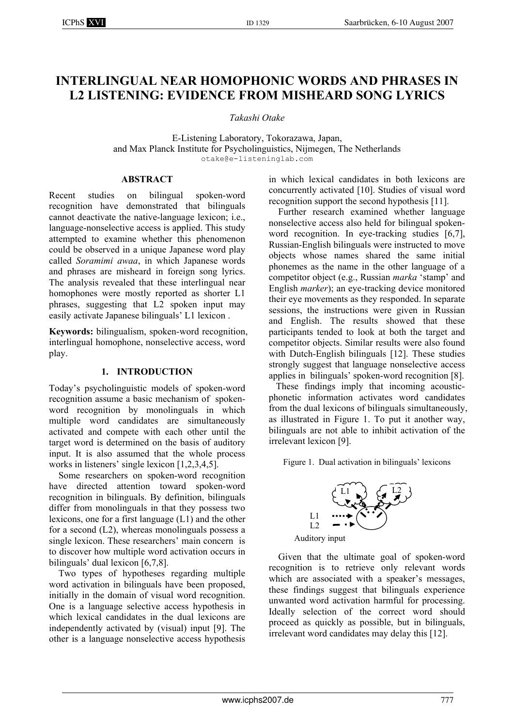# INTERLINGUAL NEAR HOMOPHONIC WORDS AND PHRASES IN L2 LISTENING: EVIDENCE FROM MISHEARD SONG LYRICS

*Takashi Otake*

E-Listening Laboratory, Tokorazawa, Japan,
and Max Planck Institute for Psycholinguistics, Nijmegen, The Netherlands
otake@e-listeninglab.com

## ABSTRACT

Recent studies on bilingual spoken-word recognition have demonstrated that bilinguals cannot deactivate the native-language lexicon; i.e., language-nonselective access is applied. This study attempted to examine whether this phenomenon could be observed in a unique Japanese word play called *Soramimi awaa*, in which Japanese words and phrases are misheard in foreign song lyrics. The analysis revealed that these interlingual near homophones were mostly reported as shorter L1 phrases, suggesting that L2 spoken input may easily activate Japanese bilinguals' L1 lexicon .

**Keywords:** bilingualism, spoken-word recognition, interlingual homophone, nonselective access, word play.

## 1. INTRODUCTION

Today's psycholinguistic models of spoken-word recognition assume a basic mechanism of spoken-word recognition by monolinguals in which multiple word candidates are simultaneously activated and compete with each other until the target word is determined on the basis of auditory input. It is also assumed that the whole process works in listeners' single lexicon [1,2,3,4,5].

Some researchers on spoken-word recognition have directed attention toward spoken-word recognition in bilinguals. By definition, bilinguals differ from monolinguals in that they possess two lexicons, one for a first language (L1) and the other for a second (L2), whereas monolinguals possess a single lexicon. These researchers' main concern is to discover how multiple word activation occurs in bilinguals' dual lexicon [6,7,8].

Two types of hypotheses regarding multiple word activation in bilinguals have been proposed, initially in the domain of visual word recognition. One is a language selective access hypothesis in which lexical candidates in the dual lexicons are independently activated by (visual) input [9]. The other is a language nonselective access hypothesis in which lexical candidates in both lexicons are concurrently activated [10]. Studies of visual word recognition support the second hypothesis [11].

Further research examined whether language nonselective access also held for bilingual spoken-word recognition. In eye-tracking studies [6,7], Russian-English bilinguals were instructed to move objects whose names shared the same initial phonemes as the name in the other language of a competitor object (e.g., Russian *marka* 'stamp' and English *marker*); an eye-tracking device monitored their eye movements as they responded. In separate sessions, the instructions were given in Russian and English. The results showed that these participants tended to look at both the target and competitor objects. Similar results were also found with Dutch-English bilinguals [12]. These studies strongly suggest that language nonselective access applies in bilinguals' spoken-word recognition [8].

These findings imply that incoming acoustic-phonetic information activates word candidates from the dual lexicons of bilinguals simultaneously, as illustrated in Figure 1. To put it another way, bilinguals are not able to inhibit activation of the irrelevant lexicon [9].

Figure 1. Dual activation in bilinguals' lexicons

L1 L2 L1 L2 Auditory input

Given that the ultimate goal of spoken-word recognition is to retrieve only relevant words which are associated with a speaker's messages, these findings suggest that bilinguals experience unwanted word activation harmful for processing. Ideally selection of the correct word should proceed as quickly as possible, but in bilinguals, irrelevant word candidates may delay this [12].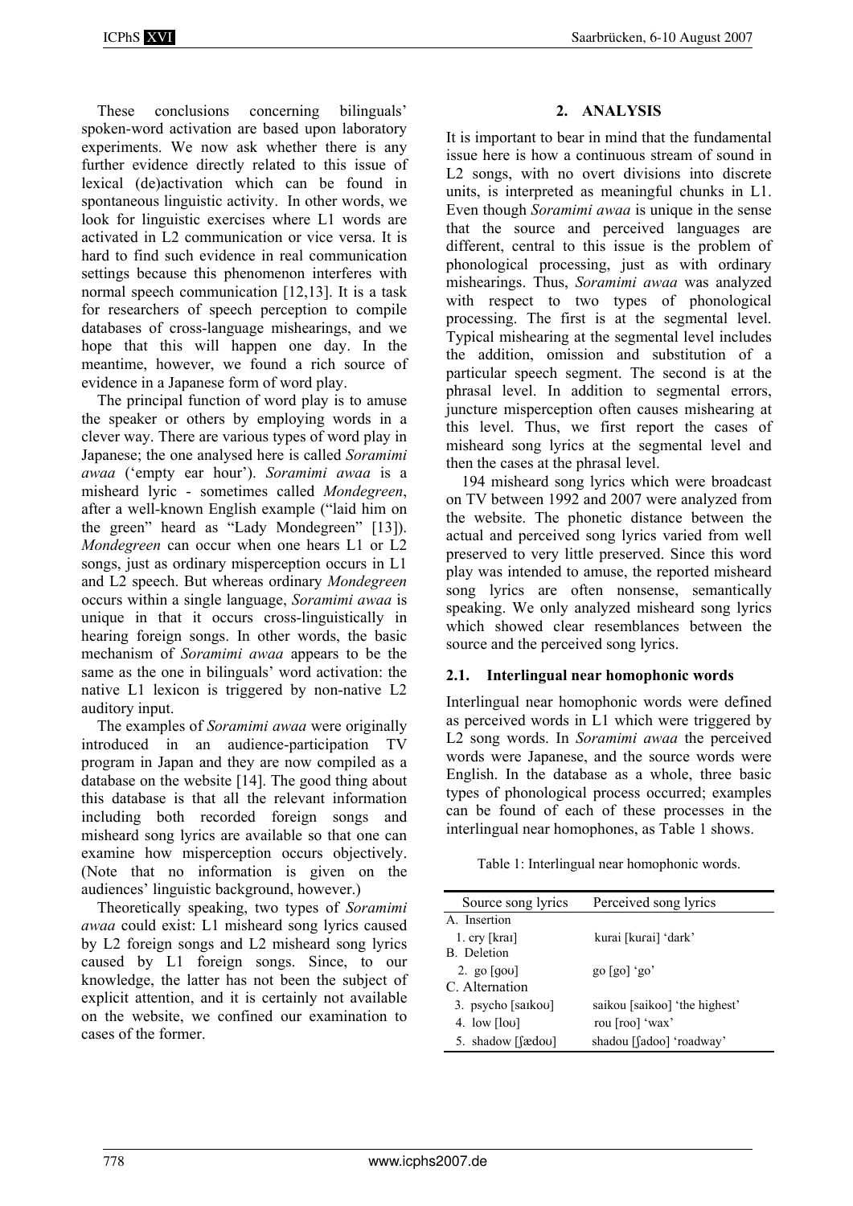These conclusions concerning bilinguals' spoken-word activation are based upon laboratory experiments. We now ask whether there is any further evidence directly related to this issue of lexical (de)activation which can be found in spontaneous linguistic activity. In other words, we look for linguistic exercises where L1 words are activated in L2 communication or vice versa. It is hard to find such evidence in real communication settings because this phenomenon interferes with normal speech communication [12,13]. It is a task for researchers of speech perception to compile databases of cross-language mishearings, and we hope that this will happen one day. In the meantime, however, we found a rich source of evidence in a Japanese form of word play.

The principal function of word play is to amuse the speaker or others by employing words in a clever way. There are various types of word play in Japanese; the one analysed here is called *Soramimi awaa* ('empty ear hour'). *Soramimi awaa* is a misheard lyric - sometimes called *Mondegreen*, after a well-known English example ("laid him on the green" heard as "Lady Mondegreen" [13]). *Mondegreen* can occur when one hears L1 or L2 songs, just as ordinary misperception occurs in L1 and L2 speech. But whereas ordinary *Mondegreen* occurs within a single language, *Soramimi awaa* is unique in that it occurs cross-linguistically in hearing foreign songs. In other words, the basic mechanism of *Soramimi awaa* appears to be the same as the one in bilinguals' word activation: the native L1 lexicon is triggered by non-native L2 auditory input.

The examples of *Soramimi awaa* were originally introduced in an audience-participation TV program in Japan and they are now compiled as a database on the website [14]. The good thing about this database is that all the relevant information including both recorded foreign songs and misheard song lyrics are available so that one can examine how misperception occurs objectively. (Note that no information is given on the audiences' linguistic background, however.)

Theoretically speaking, two types of *Soramimi awaa* could exist: L1 misheard song lyrics caused by L2 foreign songs and L2 misheard song lyrics caused by L1 foreign songs. Since, to our knowledge, the latter has not been the subject of explicit attention, and it is certainly not available on the website, we confined our examination to cases of the former.

## 2. ANALYSIS

It is important to bear in mind that the fundamental issue here is how a continuous stream of sound in L2 songs, with no overt divisions into discrete units, is interpreted as meaningful chunks in L1. Even though *Soramimi awaa* is unique in the sense that the source and perceived languages are different, central to this issue is the problem of phonological processing, just as with ordinary mishearings. Thus, *Soramimi awaa* was analyzed with respect to two types of phonological processing. The first is at the segmental level. Typical mishearing at the segmental level includes the addition, omission and substitution of a particular speech segment. The second is at the phrasal level. In addition to segmental errors, juncture misperception often causes mishearing at this level. Thus, we first report the cases of misheard song lyrics at the segmental level and then the cases at the phrasal level.

194 misheard song lyrics which were broadcast on TV between 1992 and 2007 were analyzed from the website. The phonetic distance between the actual and perceived song lyrics varied from well preserved to very little preserved. Since this word play was intended to amuse, the reported misheard song lyrics are often nonsense, semantically speaking. We only analyzed misheard song lyrics which showed clear resemblances between the source and the perceived song lyrics.

### 2.1. Interlingual near homophonic words

Interlingual near homophonic words were defined as perceived words in L1 which were triggered by L2 song words. In *Soramimi awaa* the perceived words were Japanese, and the source words were English. In the database as a whole, three basic types of phonological process occurred; examples can be found of each of these processes in the interlingual near homophones, as Table 1 shows.

Table 1: Interlingual near homophonic words.

| Source song lyrics | Perceived song lyrics |
|---|---|
| A. Insertion | |
| 1. cry [kraɪ] | kurai [kuɾai] 'dark' |
| B. Deletion | |
| 2. go [goʊ] | go [go] 'go' |
| C. Alternation | |
| 3. psycho [saɪkoʊ] | saikou [saikoo] 'the highest' |
| 4. low [loʊ] | rou [roo] 'wax' |
| 5. shadow [ʃædoʊ] | shadou [ʃadoo] 'roadway' |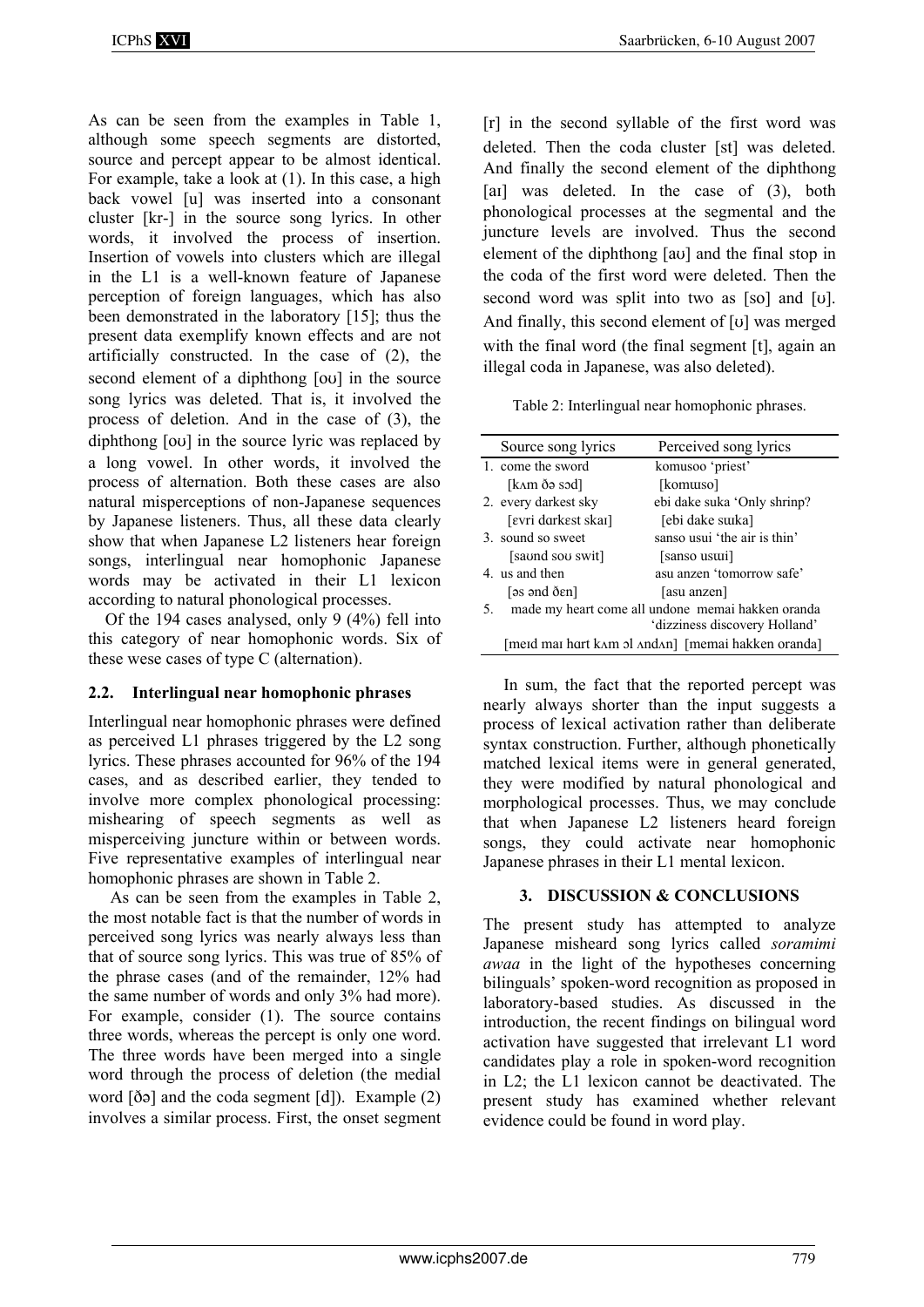As can be seen from the examples in Table 1, although some speech segments are distorted, source and percept appear to be almost identical. For example, take a look at (1). In this case, a high back vowel [u] was inserted into a consonant cluster [kr-] in the source song lyrics. In other words, it involved the process of insertion. Insertion of vowels into clusters which are illegal in the L1 is a well-known feature of Japanese perception of foreign languages, which has also been demonstrated in the laboratory [15]; thus the present data exemplify known effects and are not artificially constructed. In the case of (2), the second element of a diphthong [oʊ] in the source song lyrics was deleted. That is, it involved the process of deletion. And in the case of (3), the diphthong [oʊ] in the source lyric was replaced by a long vowel. In other words, it involved the process of alternation. Both these cases are also natural misperceptions of non-Japanese sequences by Japanese listeners. Thus, all these data clearly show that when Japanese L2 listeners hear foreign songs, interlingual near homophonic Japanese words may be activated in their L1 lexicon according to natural phonological processes.

Of the 194 cases analysed, only 9 (4%) fell into this category of near homophonic words. Six of these wese cases of type C (alternation).

### 2.2. Interlingual near homophonic phrases

Interlingual near homophonic phrases were defined as perceived L1 phrases triggered by the L2 song lyrics. These phrases accounted for 96% of the 194 cases, and as described earlier, they tended to involve more complex phonological processing: mishearing of speech segments as well as misperceiving juncture within or between words. Five representative examples of interlingual near homophonic phrases are shown in Table 2.

As can be seen from the examples in Table 2, the most notable fact is that the number of words in perceived song lyrics was nearly always less than that of source song lyrics. This was true of 85% of the phrase cases (and of the remainder, 12% had the same number of words and only 3% had more). For example, consider (1). The source contains three words, whereas the percept is only one word. The three words have been merged into a single word through the process of deletion (the medial word [ðə] and the coda segment [d]). Example (2) involves a similar process. First, the onset segment [r] in the second syllable of the first word was deleted. Then the coda cluster [st] was deleted. And finally the second element of the diphthong [aɪ] was deleted. In the case of (3), both phonological processes at the segmental and the juncture levels are involved. Thus the second element of the diphthong [aʊ] and the final stop in the coda of the first word were deleted. Then the second word was split into two as [so] and [ʊ]. And finally, this second element of [ʊ] was merged with the final word (the final segment [t], again an illegal coda in Japanese, was also deleted).

Table 2: Interlingual near homophonic phrases.

| Source song lyrics | Perceived song lyrics |
|---|---|
| 1. come the sword | komusoo 'priest' |
| [kʌm ðə sɔd] | [komɯso] |
| 2. every darkest sky | ebi dake suka 'Only shrinp? |
| [ɛvri darkɛst skaɪ] | [ebi dake sɯka] |
| 3. sound so sweet | sanso usui 'the air is thin' |
| [saʊnd soʊ swit] | [sanso usɯi] |
| 4. us and then | asu anzen 'tomorrow safe' |
| [əs ənd ðen] | [asu anzen] |
| 5. made my heart come all undone | memai hakken oranda 'dizziness discovery Holland' |
| [meɪd maɪ hɑrt kʌm ɔl ʌndʌn] | [memai hakken oranda] |

In sum, the fact that the reported percept was nearly always shorter than the input suggests a process of lexical activation rather than deliberate syntax construction. Further, although phonetically matched lexical items were in general generated, they were modified by natural phonological and morphological processes. Thus, we may conclude that when Japanese L2 listeners heard foreign songs, they could activate near homophonic Japanese phrases in their L1 mental lexicon.

## 3. DISCUSSION & CONCLUSIONS

The present study has attempted to analyze Japanese misheard song lyrics called *soramimi awaa* in the light of the hypotheses concerning bilinguals' spoken-word recognition as proposed in laboratory-based studies. As discussed in the introduction, the recent findings on bilingual word activation have suggested that irrelevant L1 word candidates play a role in spoken-word recognition in L2; the L1 lexicon cannot be deactivated. The present study has examined whether relevant evidence could be found in word play.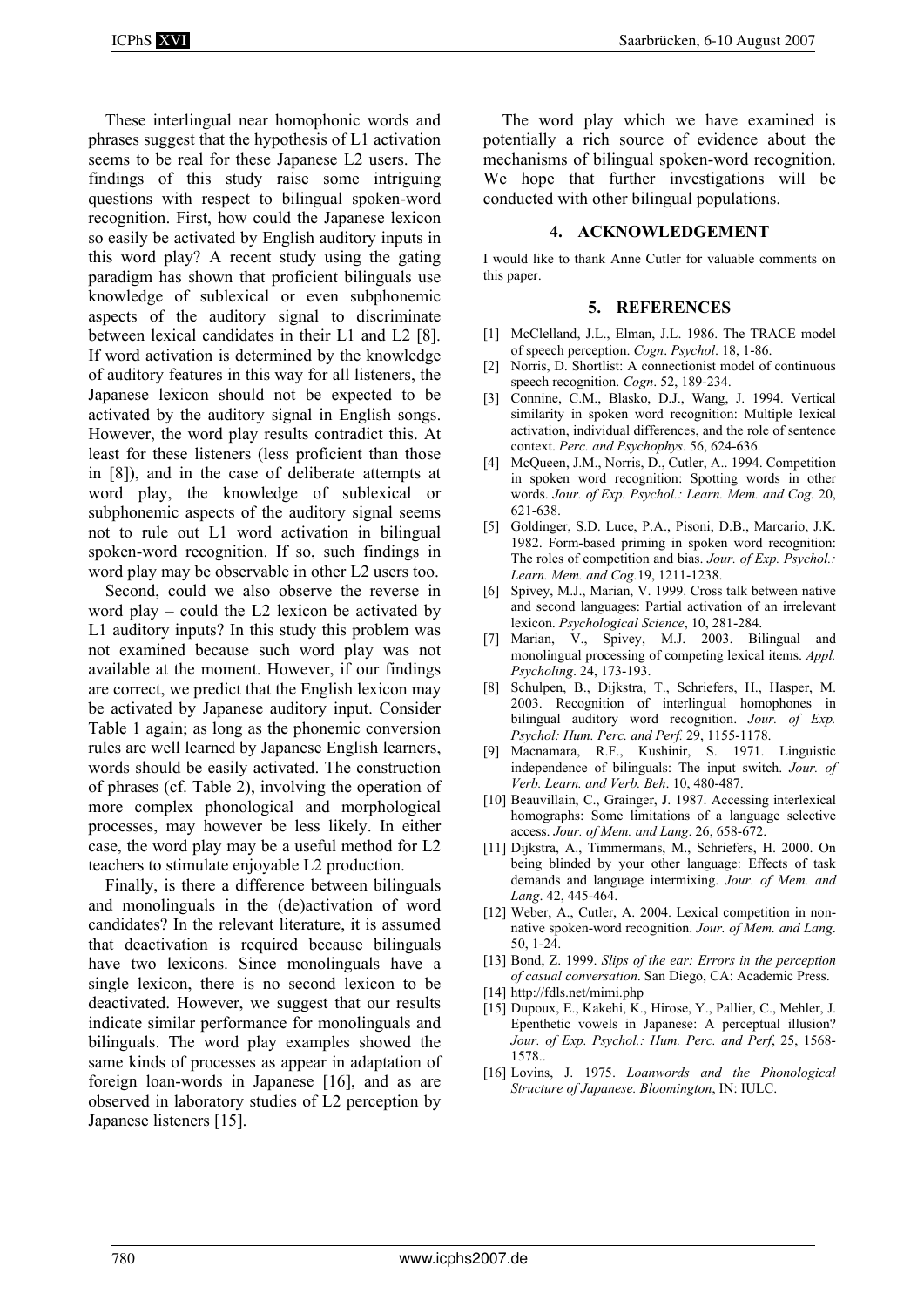These interlingual near homophonic words and phrases suggest that the hypothesis of L1 activation seems to be real for these Japanese L2 users. The findings of this study raise some intriguing questions with respect to bilingual spoken-word recognition. First, how could the Japanese lexicon so easily be activated by English auditory inputs in this word play? A recent study using the gating paradigm has shown that proficient bilinguals use knowledge of sublexical or even subphonemic aspects of the auditory signal to discriminate between lexical candidates in their L1 and L2 [8]. If word activation is determined by the knowledge of auditory features in this way for all listeners, the Japanese lexicon should not be expected to be activated by the auditory signal in English songs. However, the word play results contradict this. At least for these listeners (less proficient than those in [8]), and in the case of deliberate attempts at word play, the knowledge of sublexical or subphonemic aspects of the auditory signal seems not to rule out L1 word activation in bilingual spoken-word recognition. If so, such findings in word play may be observable in other L2 users too.

Second, could we also observe the reverse in word play – could the L2 lexicon be activated by L1 auditory inputs? In this study this problem was not examined because such word play was not available at the moment. However, if our findings are correct, we predict that the English lexicon may be activated by Japanese auditory input. Consider Table 1 again; as long as the phonemic conversion rules are well learned by Japanese English learners, words should be easily activated. The construction of phrases (cf. Table 2), involving the operation of more complex phonological and morphological processes, may however be less likely. In either case, the word play may be a useful method for L2 teachers to stimulate enjoyable L2 production.

Finally, is there a difference between bilinguals and monolinguals in the (de)activation of word candidates? In the relevant literature, it is assumed that deactivation is required because bilinguals have two lexicons. Since monolinguals have a single lexicon, there is no second lexicon to be deactivated. However, we suggest that our results indicate similar performance for monolinguals and bilinguals. The word play examples showed the same kinds of processes as appear in adaptation of foreign loan-words in Japanese [16], and as are observed in laboratory studies of L2 perception by Japanese listeners [15].

The word play which we have examined is potentially a rich source of evidence about the mechanisms of bilingual spoken-word recognition. We hope that further investigations will be conducted with other bilingual populations.

## 4. ACKNOWLEDGEMENT

I would like to thank Anne Cutler for valuable comments on this paper.

## 5. REFERENCES

[1] McClelland, J.L., Elman, J.L. 1986. The TRACE model of speech perception. *Cogn*. *Psychol*. 18, 1-86.

[2] Norris, D. Shortlist: A connectionist model of continuous speech recognition. *Cogn*. 52, 189-234.

[3] Connine, C.M., Blasko, D.J., Wang, J. 1994. Vertical similarity in spoken word recognition: Multiple lexical activation, individual differences, and the role of sentence context. *Perc. and Psychophys*. 56, 624-636.

[4] McQueen, J.M., Norris, D., Cutler, A.. 1994. Competition in spoken word recognition: Spotting words in other words. *Jour. of Exp. Psychol.: Learn. Mem. and Cog.* 20, 621-638.

[5] Goldinger, S.D. Luce, P.A., Pisoni, D.B., Marcario, J.K. 1982. Form-based priming in spoken word recognition: The roles of competition and bias. *Jour. of Exp. Psychol.: Learn. Mem. and Cog.*19, 1211-1238.

[6] Spivey, M.J., Marian, V. 1999. Cross talk between native and second languages: Partial activation of an irrelevant lexicon. *Psychological Science*, 10, 281-284.

[7] Marian, V., Spivey, M.J. 2003. Bilingual and monolingual processing of competing lexical items. *Appl. Psycholing*. 24, 173-193.

[8] Schulpen, B., Dijkstra, T., Schriefers, H., Hasper, M. 2003. Recognition of interlingual homophones in bilingual auditory word recognition. *Jour. of Exp. Psychol: Hum. Perc. and Perf.* 29, 1155-1178.

[9] Macnamara, R.F., Kushinir, S. 1971. Linguistic independence of bilinguals: The input switch. *Jour. of Verb. Learn. and Verb. Beh*. 10, 480-487.

[10] Beauvillain, C., Grainger, J. 1987. Accessing interlexical homographs: Some limitations of a language selective access. *Jour. of Mem. and Lang*. 26, 658-672.

[11] Dijkstra, A., Timmermans, M., Schriefers, H. 2000. On being blinded by your other language: Effects of task demands and language intermixing. *Jour. of Mem. and Lang*. 42, 445-464.

[12] Weber, A., Cutler, A. 2004. Lexical competition in non-native spoken-word recognition. *Jour. of Mem. and Lang.* 50, 1-24.

[13] Bond, Z. 1999. *Slips of the ear: Errors in the perception of casual conversation*. San Diego, CA: Academic Press.

[14] http://fdls.net/mimi.php

[15] Dupoux, E., Kakehi, K., Hirose, Y., Pallier, C., Mehler, J. Epenthetic vowels in Japanese: A perceptual illusion? *Jour. of Exp. Psychol.: Hum. Perc. and Perf*, 25, 1568-1578..

[16] Lovins, J. 1975. *Loanwords and the Phonological Structure of Japanese. Bloomington*, IN: IULC.